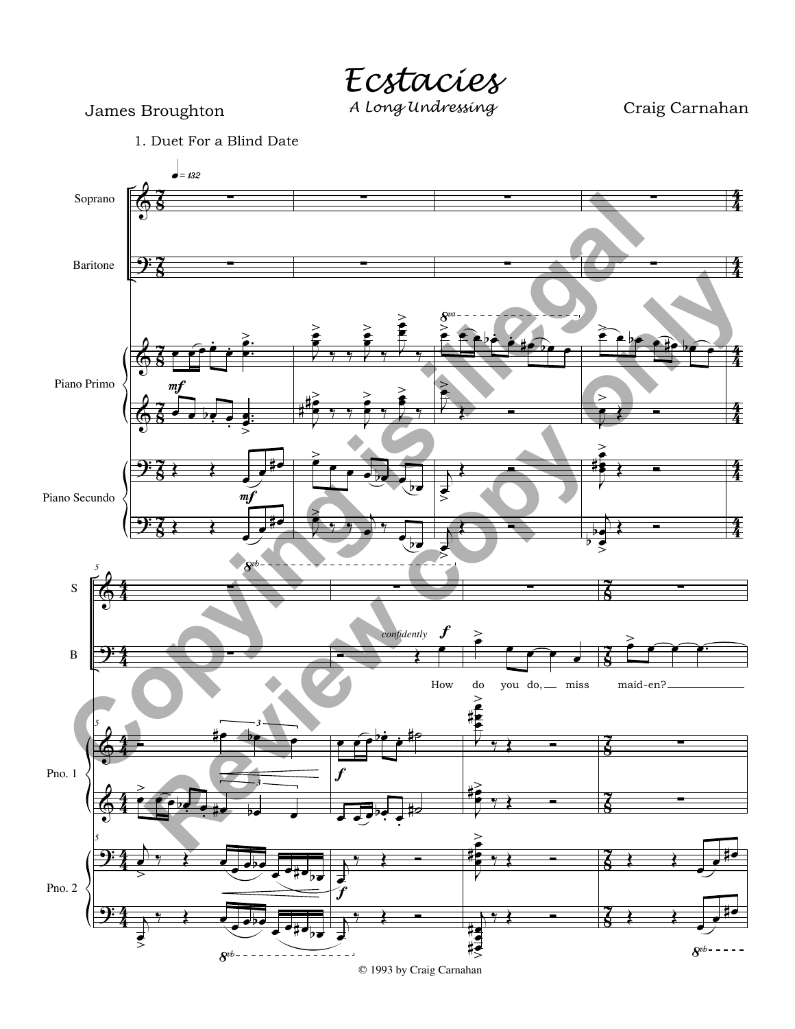# Ecstacies

*A Long Undressing*

James Broughton

Craig Carnahan

1. Duet For a Blind Date

confidently

How do you do, miss maid-en?

© 1993 by Craig Carnahan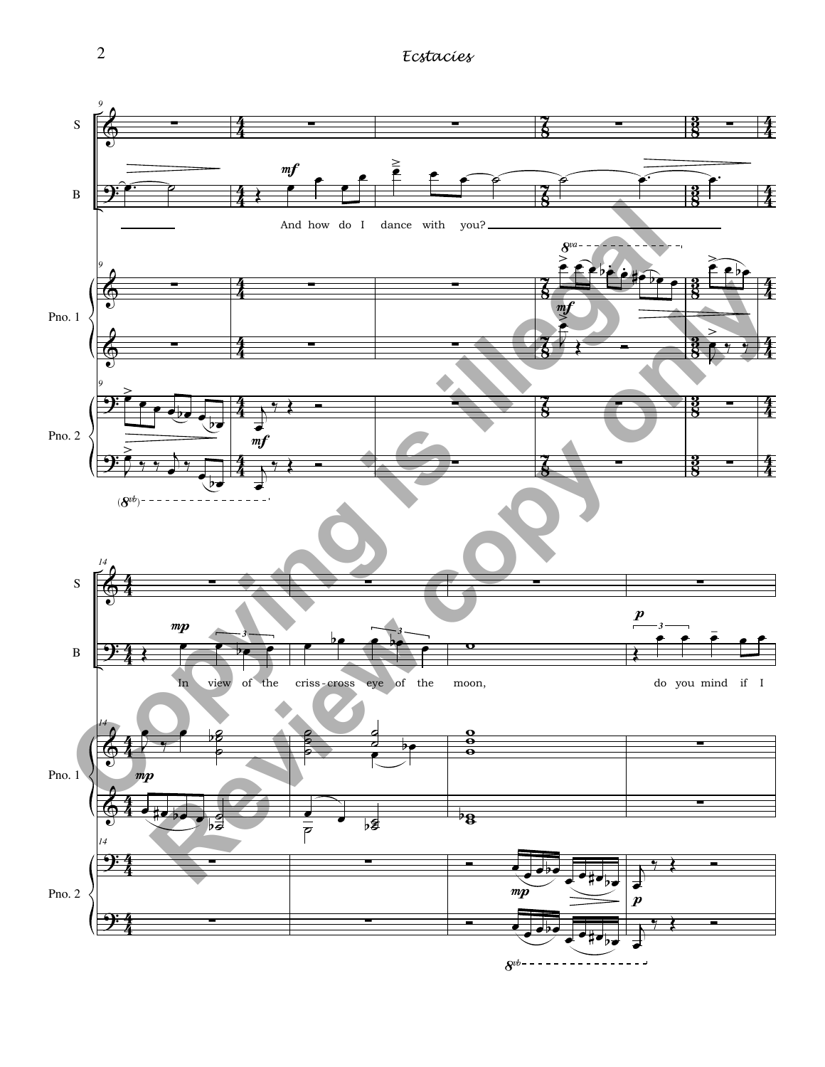And how do I dance with you?

In view of the criss-cross eye of the moon, do you mind if I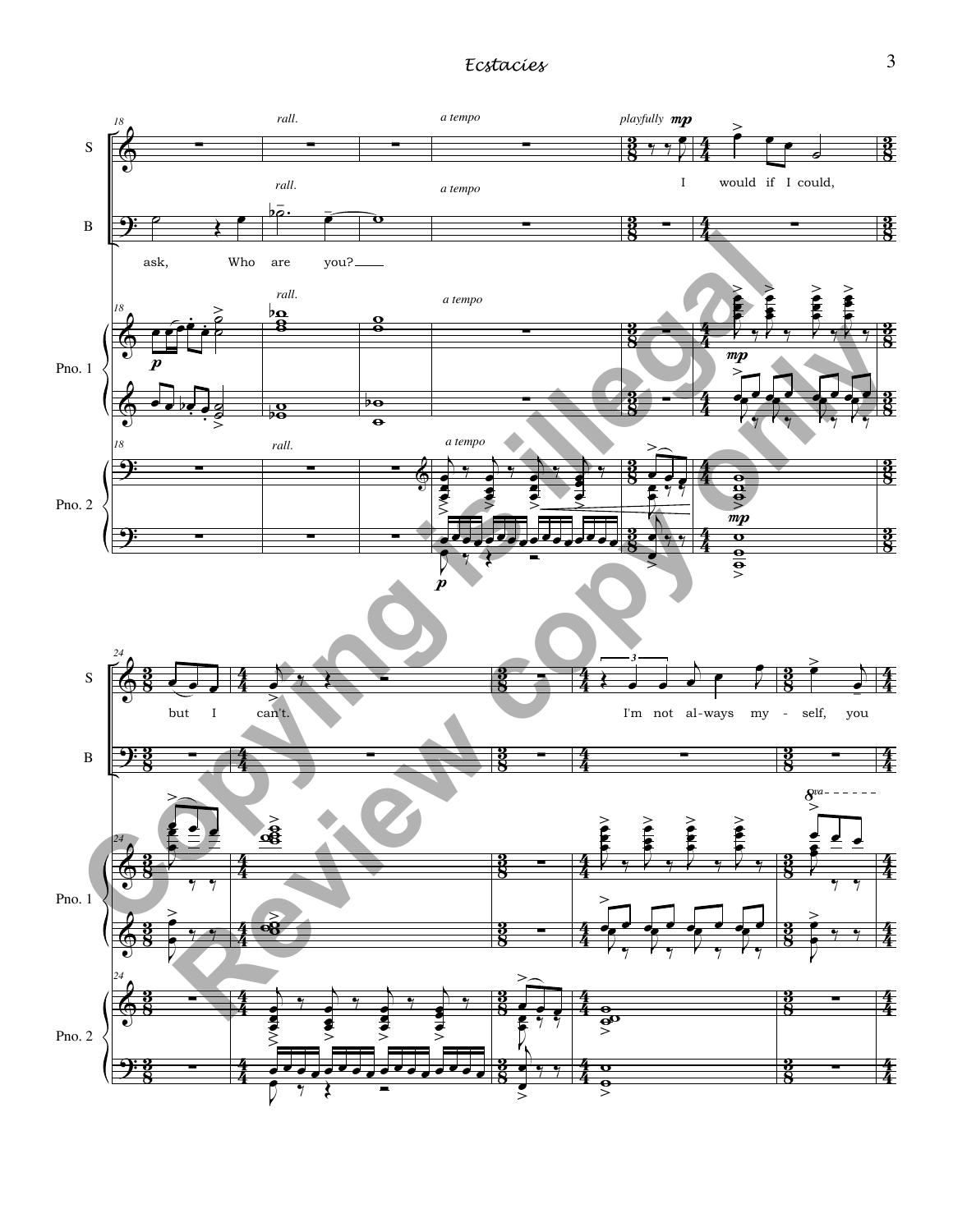rall. a tempo playfully *mp*

I would if I could,

rall. a tempo

ask, Who are you?

rall. a tempo

*p*

*mp*

rall. a tempo

*p*

*mp*

but I can't. I'm not al-ways my - self, you

8va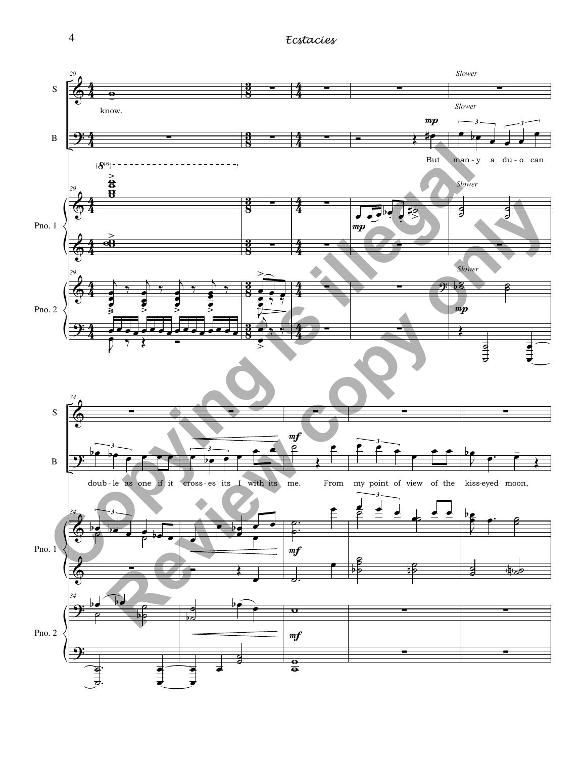Slower

know.

But man-y a du-o can doub-le as one if it cross-es its I with its me. From my point of view of the kiss-eyed moon,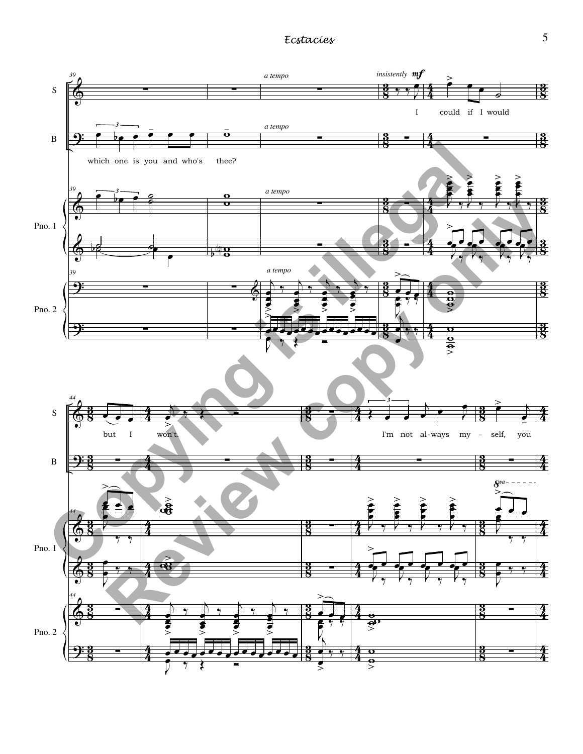S: *insistently* ***mf*** I could if I would but I won't. I'm not al-ways my - self, you

B: which one is you and who's thee?

*a tempo*

Pno. 1

Pno. 2

*8va*